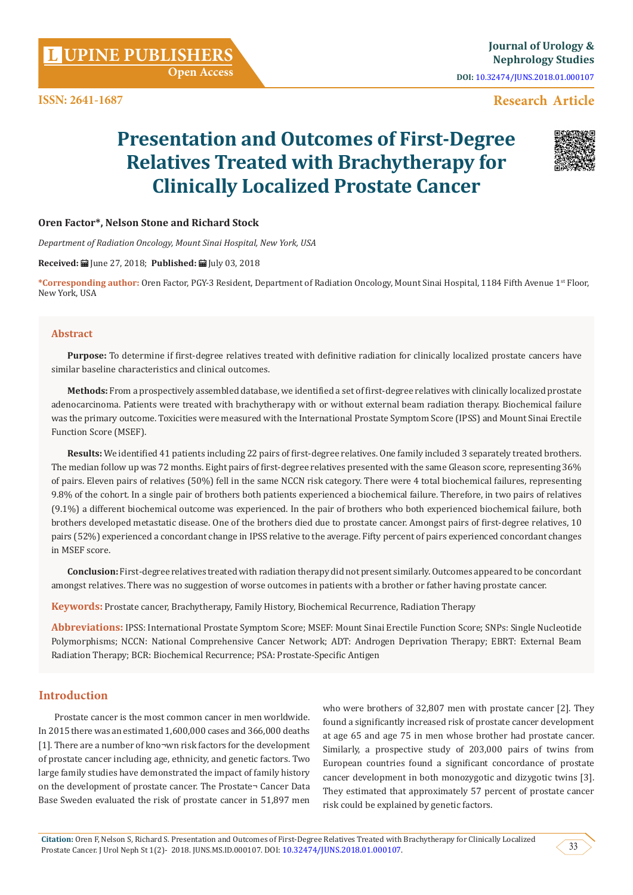# Presentation and Outcomes of First-Degree Relatives Treated with Brachytherapy for Clinically Localized Prostate Cancer

**Oren Factor*, Nelson Stone and Richard Stock**

*Department of Radiation Oncology, Mount Sinai Hospital, New York, USA*

**Received:** June 27, 2018; **Published:** July 03, 2018

**\*Corresponding author:** Oren Factor, PGY-3 Resident, Department of Radiation Oncology, Mount Sinai Hospital, 1184 Fifth Avenue 1st Floor, New York, USA

## Abstract

**Purpose:** To determine if first-degree relatives treated with definitive radiation for clinically localized prostate cancers have similar baseline characteristics and clinical outcomes.

**Methods:** From a prospectively assembled database, we identified a set of first-degree relatives with clinically localized prostate adenocarcinoma. Patients were treated with brachytherapy with or without external beam radiation therapy. Biochemical failure was the primary outcome. Toxicities were measured with the International Prostate Symptom Score (IPSS) and Mount Sinai Erectile Function Score (MSEF).

**Results:** We identified 41 patients including 22 pairs of first-degree relatives. One family included 3 separately treated brothers. The median follow up was 72 months. Eight pairs of first-degree relatives presented with the same Gleason score, representing 36% of pairs. Eleven pairs of relatives (50%) fell in the same NCCN risk category. There were 4 total biochemical failures, representing 9.8% of the cohort. In a single pair of brothers both patients experienced a biochemical failure. Therefore, in two pairs of relatives (9.1%) a different biochemical outcome was experienced. In the pair of brothers who both experienced biochemical failure, both brothers developed metastatic disease. One of the brothers died due to prostate cancer. Amongst pairs of first-degree relatives, 10 pairs (52%) experienced a concordant change in IPSS relative to the average. Fifty percent of pairs experienced concordant changes in MSEF score.

**Conclusion:** First-degree relatives treated with radiation therapy did not present similarly. Outcomes appeared to be concordant amongst relatives. There was no suggestion of worse outcomes in patients with a brother or father having prostate cancer.

**Keywords:** Prostate cancer, Brachytherapy, Family History, Biochemical Recurrence, Radiation Therapy

**Abbreviations:** IPSS: International Prostate Symptom Score; MSEF: Mount Sinai Erectile Function Score; SNPs: Single Nucleotide Polymorphisms; NCCN: National Comprehensive Cancer Network; ADT: Androgen Deprivation Therapy; EBRT: External Beam Radiation Therapy; BCR: Biochemical Recurrence; PSA: Prostate-Specific Antigen

## Introduction

Prostate cancer is the most common cancer in men worldwide. In 2015 there was an estimated 1,600,000 cases and 366,000 deaths [1]. There are a number of kno¬wn risk factors for the development of prostate cancer including age, ethnicity, and genetic factors. Two large family studies have demonstrated the impact of family history on the development of prostate cancer. The Prostate¬ Cancer Data Base Sweden evaluated the risk of prostate cancer in 51,897 men who were brothers of 32,807 men with prostate cancer [2]. They found a significantly increased risk of prostate cancer development at age 65 and age 75 in men whose brother had prostate cancer. Similarly, a prospective study of 203,000 pairs of twins from European countries found a significant concordance of prostate cancer development in both monozygotic and dizygotic twins [3]. They estimated that approximately 57 percent of prostate cancer risk could be explained by genetic factors.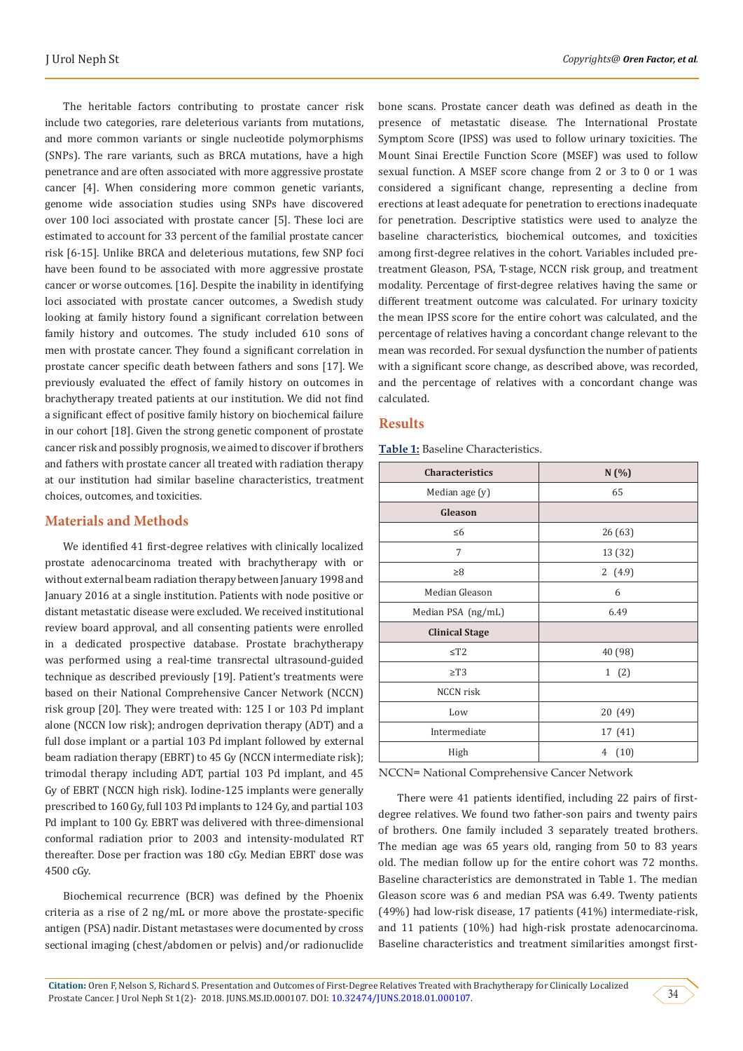The heritable factors contributing to prostate cancer risk include two categories, rare deleterious variants from mutations, and more common variants or single nucleotide polymorphisms (SNPs). The rare variants, such as BRCA mutations, have a high penetrance and are often associated with more aggressive prostate cancer [4]. When considering more common genetic variants, genome wide association studies using SNPs have discovered over 100 loci associated with prostate cancer [5]. These loci are estimated to account for 33 percent of the familial prostate cancer risk [6-15]. Unlike BRCA and deleterious mutations, few SNP foci have been found to be associated with more aggressive prostate cancer or worse outcomes. [16]. Despite the inability in identifying loci associated with prostate cancer outcomes, a Swedish study looking at family history found a significant correlation between family history and outcomes. The study included 610 sons of men with prostate cancer. They found a significant correlation in prostate cancer specific death between fathers and sons [17]. We previously evaluated the effect of family history on outcomes in brachytherapy treated patients at our institution. We did not find a significant effect of positive family history on biochemical failure in our cohort [18]. Given the strong genetic component of prostate cancer risk and possibly prognosis, we aimed to discover if brothers and fathers with prostate cancer all treated with radiation therapy at our institution had similar baseline characteristics, treatment choices, outcomes, and toxicities.

## Materials and Methods

We identified 41 first-degree relatives with clinically localized prostate adenocarcinoma treated with brachytherapy with or without external beam radiation therapy between January 1998 and January 2016 at a single institution. Patients with node positive or distant metastatic disease were excluded. We received institutional review board approval, and all consenting patients were enrolled in a dedicated prospective database. Prostate brachytherapy was performed using a real-time transrectal ultrasound-guided technique as described previously [19]. Patient's treatments were based on their National Comprehensive Cancer Network (NCCN) risk group [20]. They were treated with: 125 I or 103 Pd implant alone (NCCN low risk); androgen deprivation therapy (ADT) and a full dose implant or a partial 103 Pd implant followed by external beam radiation therapy (EBRT) to 45 Gy (NCCN intermediate risk); trimodal therapy including ADT, partial 103 Pd implant, and 45 Gy of EBRT (NCCN high risk). Iodine-125 implants were generally prescribed to 160 Gy, full 103 Pd implants to 124 Gy, and partial 103 Pd implant to 100 Gy. EBRT was delivered with three-dimensional conformal radiation prior to 2003 and intensity-modulated RT thereafter. Dose per fraction was 180 cGy. Median EBRT dose was 4500 cGy.

Biochemical recurrence (BCR) was defined by the Phoenix criteria as a rise of 2 ng/mL or more above the prostate-specific antigen (PSA) nadir. Distant metastases were documented by cross sectional imaging (chest/abdomen or pelvis) and/or radionuclide bone scans. Prostate cancer death was defined as death in the presence of metastatic disease. The International Prostate Symptom Score (IPSS) was used to follow urinary toxicities. The Mount Sinai Erectile Function Score (MSEF) was used to follow sexual function. A MSEF score change from 2 or 3 to 0 or 1 was considered a significant change, representing a decline from erections at least adequate for penetration to erections inadequate for penetration. Descriptive statistics were used to analyze the baseline characteristics, biochemical outcomes, and toxicities among first-degree relatives in the cohort. Variables included pre-treatment Gleason, PSA, T-stage, NCCN risk group, and treatment modality. Percentage of first-degree relatives having the same or different treatment outcome was calculated. For urinary toxicity the mean IPSS score for the entire cohort was calculated, and the percentage of relatives having a concordant change relevant to the mean was recorded. For sexual dysfunction the number of patients with a significant score change, as described above, was recorded, and the percentage of relatives with a concordant change was calculated.

## Results

**Table 1:** Baseline Characteristics.

| Characteristics | N (%) |
|---|---|
| Median age (y) | 65 |
| **Gleason** | |
| ≤6 | 26 (63) |
| 7 | 13 (32) |
| ≥8 | 2 (4.9) |
| Median Gleason | 6 |
| Median PSA (ng/mL) | 6.49 |
| **Clinical Stage** | |
| ≤T2 | 40 (98) |
| ≥T3 | 1 (2) |
| NCCN risk | |
| Low | 20 (49) |
| Intermediate | 17 (41) |
| High | 4 (10) |

NCCN= National Comprehensive Cancer Network

There were 41 patients identified, including 22 pairs of first-degree relatives. We found two father-son pairs and twenty pairs of brothers. One family included 3 separately treated brothers. The median age was 65 years old, ranging from 50 to 83 years old. The median follow up for the entire cohort was 72 months. Baseline characteristics are demonstrated in Table 1. The median Gleason score was 6 and median PSA was 6.49. Twenty patients (49%) had low-risk disease, 17 patients (41%) intermediate-risk, and 11 patients (10%) had high-risk prostate adenocarcinoma. Baseline characteristics and treatment similarities amongst first-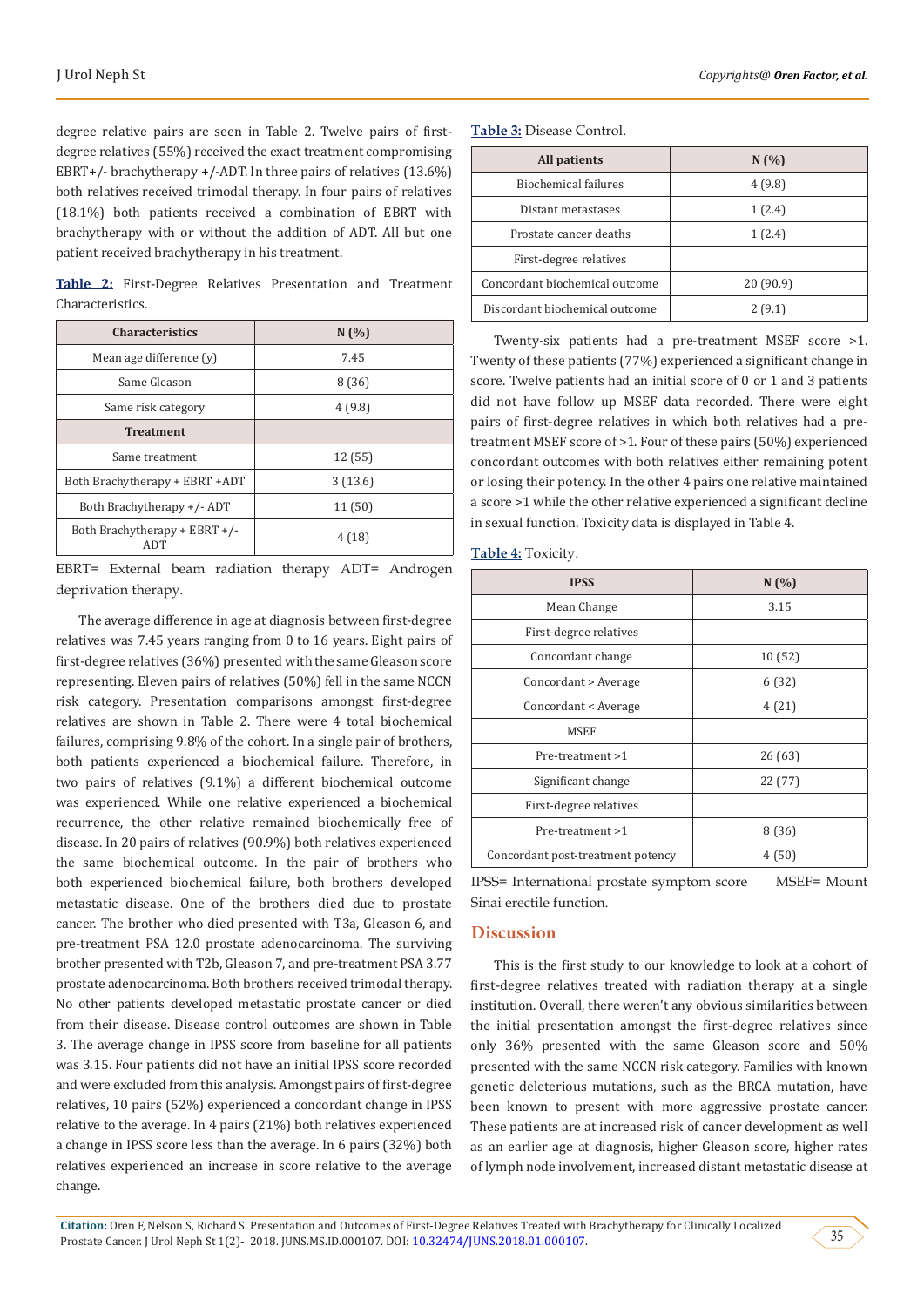degree relative pairs are seen in Table 2. Twelve pairs of first-degree relatives (55%) received the exact treatment compromising EBRT+/- brachytherapy +/-ADT. In three pairs of relatives (13.6%) both relatives received trimodal therapy. In four pairs of relatives (18.1%) both patients received a combination of EBRT with brachytherapy with or without the addition of ADT. All but one patient received brachytherapy in his treatment.

**Table 2:** First-Degree Relatives Presentation and Treatment Characteristics.

| Characteristics | N (%) |
|---|---|
| Mean age difference (y) | 7.45 |
| Same Gleason | 8 (36) |
| Same risk category | 4 (9.8) |
| **Treatment** | |
| Same treatment | 12 (55) |
| Both Brachytherapy + EBRT +ADT | 3 (13.6) |
| Both Brachytherapy +/- ADT | 11 (50) |
| Both Brachytherapy + EBRT +/- ADT | 4 (18) |

EBRT= External beam radiation therapy ADT= Androgen deprivation therapy.

The average difference in age at diagnosis between first-degree relatives was 7.45 years ranging from 0 to 16 years. Eight pairs of first-degree relatives (36%) presented with the same Gleason score representing. Eleven pairs of relatives (50%) fell in the same NCCN risk category. Presentation comparisons amongst first-degree relatives are shown in Table 2. There were 4 total biochemical failures, comprising 9.8% of the cohort. In a single pair of brothers, both patients experienced a biochemical failure. Therefore, in two pairs of relatives (9.1%) a different biochemical outcome was experienced. While one relative experienced a biochemical recurrence, the other relative remained biochemically free of disease. In 20 pairs of relatives (90.9%) both relatives experienced the same biochemical outcome. In the pair of brothers who both experienced biochemical failure, both brothers developed metastatic disease. One of the brothers died due to prostate cancer. The brother who died presented with T3a, Gleason 6, and pre-treatment PSA 12.0 prostate adenocarcinoma. The surviving brother presented with T2b, Gleason 7, and pre-treatment PSA 3.77 prostate adenocarcinoma. Both brothers received trimodal therapy. No other patients developed metastatic prostate cancer or died from their disease. Disease control outcomes are shown in Table 3. The average change in IPSS score from baseline for all patients was 3.15. Four patients did not have an initial IPSS score recorded and were excluded from this analysis. Amongst pairs of first-degree relatives, 10 pairs (52%) experienced a concordant change in IPSS relative to the average. In 4 pairs (21%) both relatives experienced a change in IPSS score less than the average. In 6 pairs (32%) both relatives experienced an increase in score relative to the average change.

**Table 3:** Disease Control.

| All patients | N (%) |
|---|---|
| Biochemical failures | 4 (9.8) |
| Distant metastases | 1 (2.4) |
| Prostate cancer deaths | 1 (2.4) |
| First-degree relatives | |
| Concordant biochemical outcome | 20 (90.9) |
| Discordant biochemical outcome | 2 (9.1) |

Twenty-six patients had a pre-treatment MSEF score >1. Twenty of these patients (77%) experienced a significant change in score. Twelve patients had an initial score of 0 or 1 and 3 patients did not have follow up MSEF data recorded. There were eight pairs of first-degree relatives in which both relatives had a pre-treatment MSEF score of >1. Four of these pairs (50%) experienced concordant outcomes with both relatives either remaining potent or losing their potency. In the other 4 pairs one relative maintained a score >1 while the other relative experienced a significant decline in sexual function. Toxicity data is displayed in Table 4.

**Table 4:** Toxicity.

| IPSS | N (%) |
|---|---|
| Mean Change | 3.15 |
| First-degree relatives | |
| Concordant change | 10 (52) |
| Concordant > Average | 6 (32) |
| Concordant < Average | 4 (21) |
| MSEF | |
| Pre-treatment >1 | 26 (63) |
| Significant change | 22 (77) |
| First-degree relatives | |
| Pre-treatment >1 | 8 (36) |
| Concordant post-treatment potency | 4 (50) |

IPSS= International prostate symptom score MSEF= Mount Sinai erectile function.

## Discussion

This is the first study to our knowledge to look at a cohort of first-degree relatives treated with radiation therapy at a single institution. Overall, there weren't any obvious similarities between the initial presentation amongst the first-degree relatives since only 36% presented with the same Gleason score and 50% presented with the same NCCN risk category. Families with known genetic deleterious mutations, such as the BRCA mutation, have been known to present with more aggressive prostate cancer. These patients are at increased risk of cancer development as well as an earlier age at diagnosis, higher Gleason score, higher rates of lymph node involvement, increased distant metastatic disease at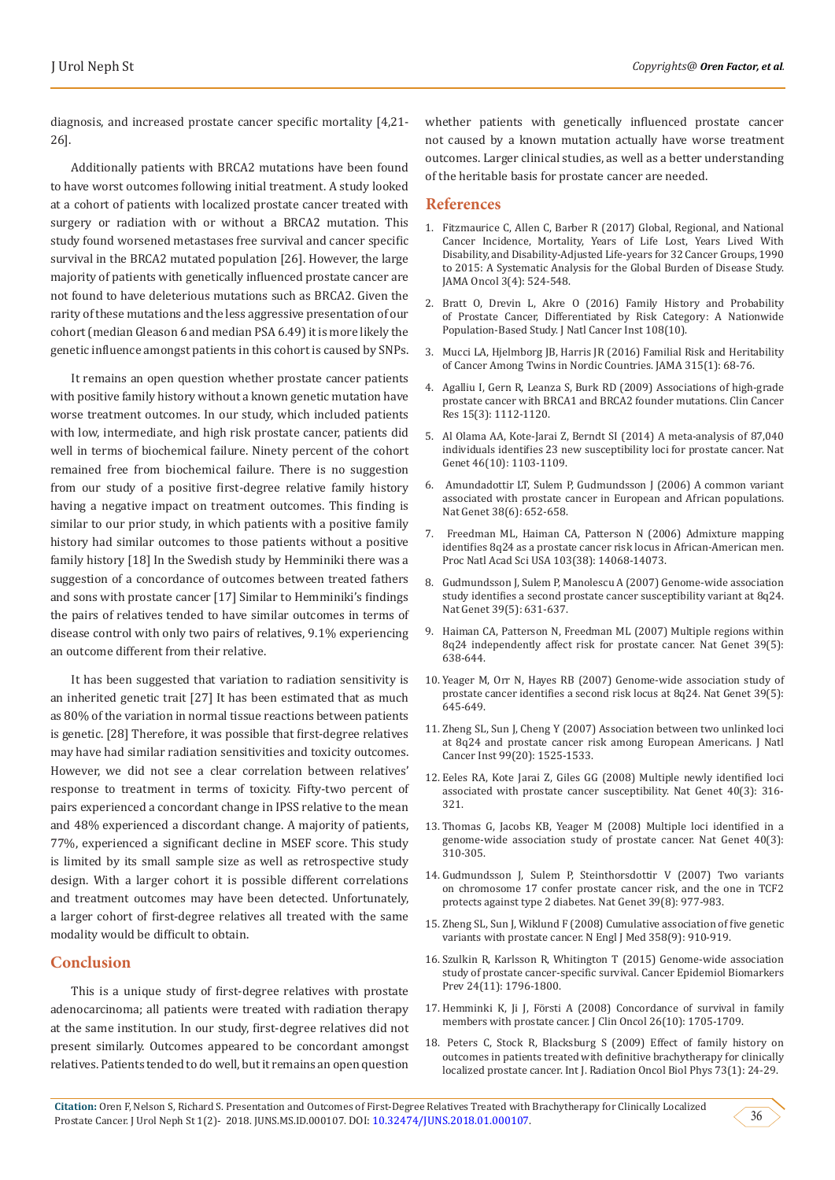diagnosis, and increased prostate cancer specific mortality [4,21-26].

Additionally patients with BRCA2 mutations have been found to have worst outcomes following initial treatment. A study looked at a cohort of patients with localized prostate cancer treated with surgery or radiation with or without a BRCA2 mutation. This study found worsened metastases free survival and cancer specific survival in the BRCA2 mutated population [26]. However, the large majority of patients with genetically influenced prostate cancer are not found to have deleterious mutations such as BRCA2. Given the rarity of these mutations and the less aggressive presentation of our cohort (median Gleason 6 and median PSA 6.49) it is more likely the genetic influence amongst patients in this cohort is caused by SNPs.

It remains an open question whether prostate cancer patients with positive family history without a known genetic mutation have worse treatment outcomes. In our study, which included patients with low, intermediate, and high risk prostate cancer, patients did well in terms of biochemical failure. Ninety percent of the cohort remained free from biochemical failure. There is no suggestion from our study of a positive first-degree relative family history having a negative impact on treatment outcomes. This finding is similar to our prior study, in which patients with a positive family history had similar outcomes to those patients without a positive family history [18] In the Swedish study by Hemminiki there was a suggestion of a concordance of outcomes between treated fathers and sons with prostate cancer [17] Similar to Hemminiki's findings the pairs of relatives tended to have similar outcomes in terms of disease control with only two pairs of relatives, 9.1% experiencing an outcome different from their relative.

It has been suggested that variation to radiation sensitivity is an inherited genetic trait [27] It has been estimated that as much as 80% of the variation in normal tissue reactions between patients is genetic. [28] Therefore, it was possible that first-degree relatives may have had similar radiation sensitivities and toxicity outcomes. However, we did not see a clear correlation between relatives' response to treatment in terms of toxicity. Fifty-two percent of pairs experienced a concordant change in IPSS relative to the mean and 48% experienced a discordant change. A majority of patients, 77%, experienced a significant decline in MSEF score. This study is limited by its small sample size as well as retrospective study design. With a larger cohort it is possible different correlations and treatment outcomes may have been detected. Unfortunately, a larger cohort of first-degree relatives all treated with the same modality would be difficult to obtain.

## Conclusion

This is a unique study of first-degree relatives with prostate adenocarcinoma; all patients were treated with radiation therapy at the same institution. In our study, first-degree relatives did not present similarly. Outcomes appeared to be concordant amongst relatives. Patients tended to do well, but it remains an open question whether patients with genetically influenced prostate cancer not caused by a known mutation actually have worse treatment outcomes. Larger clinical studies, as well as a better understanding of the heritable basis for prostate cancer are needed.

## References

1. Fitzmaurice C, Allen C, Barber R (2017) Global, Regional, and National Cancer Incidence, Mortality, Years of Life Lost, Years Lived With Disability, and Disability-Adjusted Life-years for 32 Cancer Groups, 1990 to 2015: A Systematic Analysis for the Global Burden of Disease Study. JAMA Oncol 3(4): 524-548.
2. Bratt O, Drevin L, Akre O (2016) Family History and Probability of Prostate Cancer, Differentiated by Risk Category: A Nationwide Population-Based Study. J Natl Cancer Inst 108(10).
3. Mucci LA, Hjelmborg JB, Harris JR (2016) Familial Risk and Heritability of Cancer Among Twins in Nordic Countries. JAMA 315(1): 68-76.
4. Agalliu I, Gern R, Leanza S, Burk RD (2009) Associations of high-grade prostate cancer with BRCA1 and BRCA2 founder mutations. Clin Cancer Res 15(3): 1112-1120.
5. Al Olama AA, Kote-Jarai Z, Berndt SI (2014) A meta-analysis of 87,040 individuals identifies 23 new susceptibility loci for prostate cancer. Nat Genet 46(10): 1103-1109.
6. Amundadottir LT, Sulem P, Gudmundsson J (2006) A common variant associated with prostate cancer in European and African populations. Nat Genet 38(6): 652-658.
7. Freedman ML, Haiman CA, Patterson N (2006) Admixture mapping identifies 8q24 as a prostate cancer risk locus in African-American men. Proc Natl Acad Sci USA 103(38): 14068-14073.
8. Gudmundsson J, Sulem P, Manolescu A (2007) Genome-wide association study identifies a second prostate cancer susceptibility variant at 8q24. Nat Genet 39(5): 631-637.
9. Haiman CA, Patterson N, Freedman ML (2007) Multiple regions within 8q24 independently affect risk for prostate cancer. Nat Genet 39(5): 638-644.
10. Yeager M, Orr N, Hayes RB (2007) Genome-wide association study of prostate cancer identifies a second risk locus at 8q24. Nat Genet 39(5): 645-649.
11. Zheng SL, Sun J, Cheng Y (2007) Association between two unlinked loci at 8q24 and prostate cancer risk among European Americans. J Natl Cancer Inst 99(20): 1525-1533.
12. Eeles RA, Kote Jarai Z, Giles GG (2008) Multiple newly identified loci associated with prostate cancer susceptibility. Nat Genet 40(3): 316-321.
13. Thomas G, Jacobs KB, Yeager M (2008) Multiple loci identified in a genome-wide association study of prostate cancer. Nat Genet 40(3): 310-305.
14. Gudmundsson J, Sulem P, Steinthorsdottir V (2007) Two variants on chromosome 17 confer prostate cancer risk, and the one in TCF2 protects against type 2 diabetes. Nat Genet 39(8): 977-983.
15. Zheng SL, Sun J, Wiklund F (2008) Cumulative association of five genetic variants with prostate cancer. N Engl J Med 358(9): 910-919.
16. Szulkin R, Karlsson R, Whitington T (2015) Genome-wide association study of prostate cancer-specific survival. Cancer Epidemiol Biomarkers Prev 24(11): 1796-1800.
17. Hemminki K, Ji J, Försti A (2008) Concordance of survival in family members with prostate cancer. J Clin Oncol 26(10): 1705-1709.
18. Peters C, Stock R, Blacksburg S (2009) Effect of family history on outcomes in patients treated with definitive brachytherapy for clinically localized prostate cancer. Int J. Radiation Oncol Biol Phys 73(1): 24-29.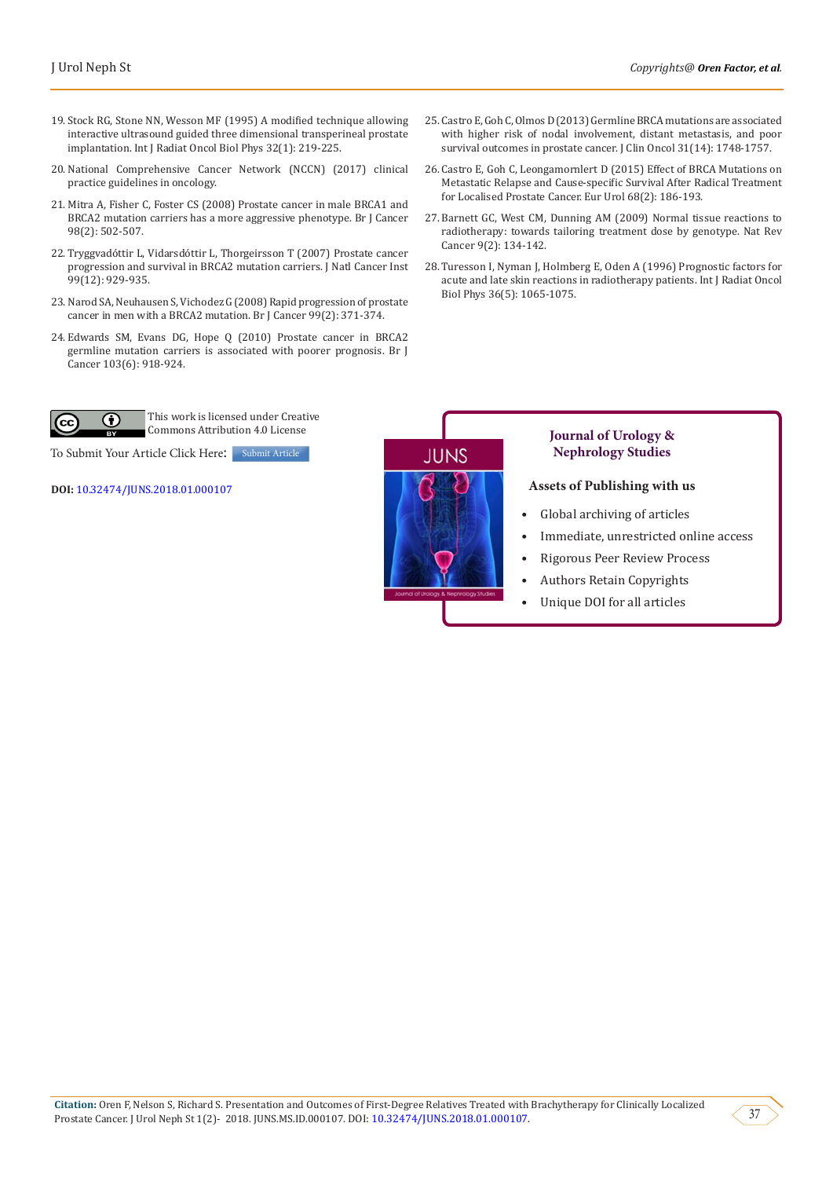19. Stock RG, Stone NN, Wesson MF (1995) A modified technique allowing interactive ultrasound guided three dimensional transperineal prostate implantation. Int J Radiat Oncol Biol Phys 32(1): 219-225.
20. National Comprehensive Cancer Network (NCCN) (2017) clinical practice guidelines in oncology.
21. Mitra A, Fisher C, Foster CS (2008) Prostate cancer in male BRCA1 and BRCA2 mutation carriers has a more aggressive phenotype. Br J Cancer 98(2): 502-507.
22. Tryggvadóttir L, Vidarsdóttir L, Thorgeirsson T (2007) Prostate cancer progression and survival in BRCA2 mutation carriers. J Natl Cancer Inst 99(12): 929-935.
23. Narod SA, Neuhausen S, Vichodez G (2008) Rapid progression of prostate cancer in men with a BRCA2 mutation. Br J Cancer 99(2): 371-374.
24. Edwards SM, Evans DG, Hope Q (2010) Prostate cancer in BRCA2 germline mutation carriers is associated with poorer prognosis. Br J Cancer 103(6): 918-924.
25. Castro E, Goh C, Olmos D (2013) Germline BRCA mutations are associated with higher risk of nodal involvement, distant metastasis, and poor survival outcomes in prostate cancer. J Clin Oncol 31(14): 1748-1757.
26. Castro E, Goh C, Leongamornlert D (2015) Effect of BRCA Mutations on Metastatic Relapse and Cause-specific Survival After Radical Treatment for Localised Prostate Cancer. Eur Urol 68(2): 186-193.
27. Barnett GC, West CM, Dunning AM (2009) Normal tissue reactions to radiotherapy: towards tailoring treatment dose by genotype. Nat Rev Cancer 9(2): 134-142.
28. Turesson I, Nyman J, Holmberg E, Oden A (1996) Prognostic factors for acute and late skin reactions in radiotherapy patients. Int J Radiat Oncol Biol Phys 36(5): 1065-1075.

This work is licensed under Creative Commons Attribution 4.0 License

To Submit Your Article Click Here: Submit Article

**DOI:** 10.32474/JUNS.2018.01.000107

**Journal of Urology & Nephrology Studies**

**Assets of Publishing with us**

- Global archiving of articles
- Immediate, unrestricted online access
- Rigorous Peer Review Process
- Authors Retain Copyrights
- Unique DOI for all articles

**Citation:** Oren F, Nelson S, Richard S. Presentation and Outcomes of First-Degree Relatives Treated with Brachytherapy for Clinically Localized Prostate Cancer. J Urol Neph St 1(2)- 2018. JUNS.MS.ID.000107. DOI: 10.32474/JUNS.2018.01.000107.